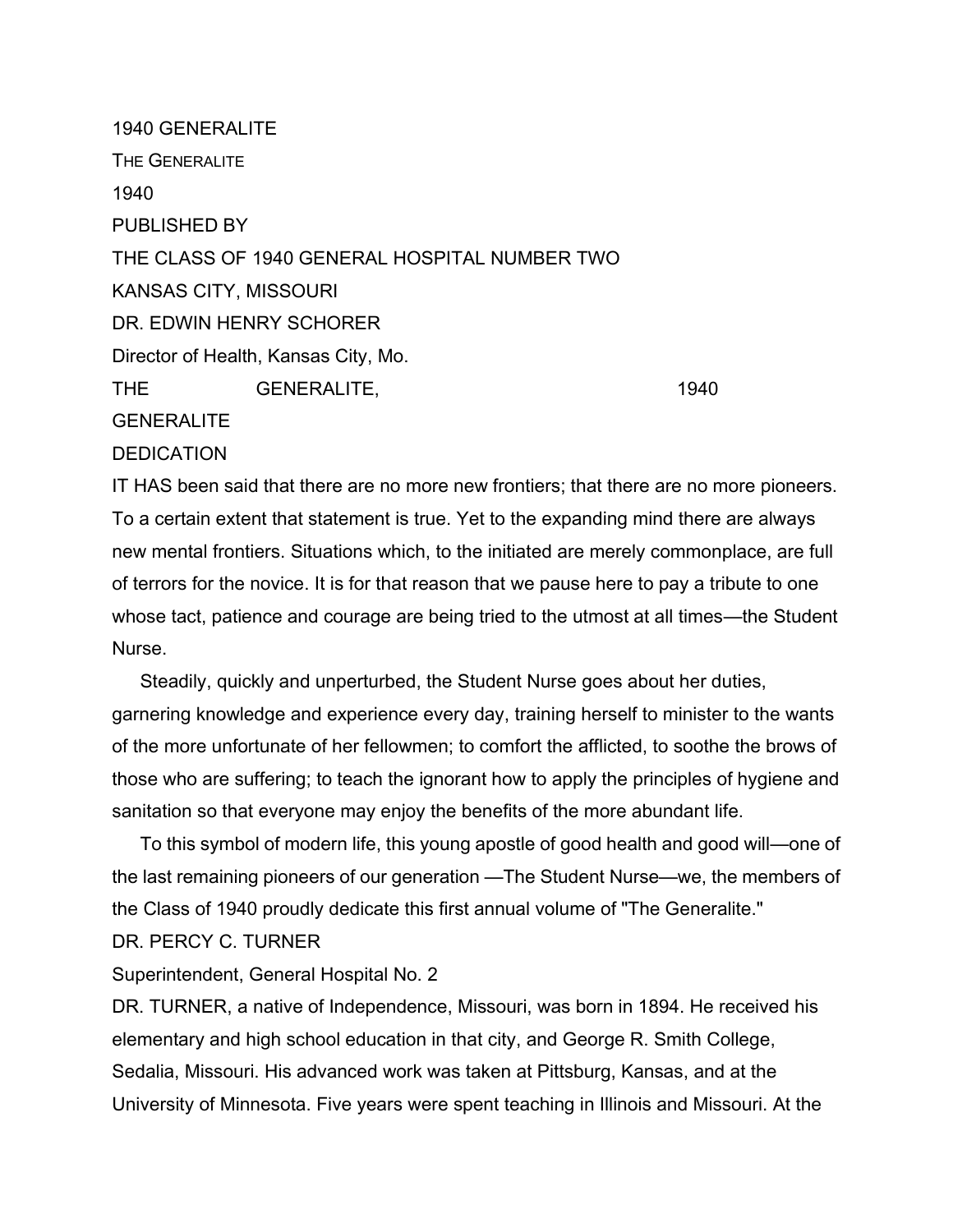1940 GENERALITE

THE GENERALITE

1940

PUBLISHED BY

THE CLASS OF 1940 GENERAL HOSPITAL NUMBER TWO

KANSAS CITY, MISSOURI

DR. EDWIN HENRY SCHORER

Director of Health, Kansas City, Mo.

THE GENERALITE, 1940

GENERALITE

## DEDICATION

IT HAS been said that there are no more new frontiers; that there are no more pioneers. To a certain extent that statement is true. Yet to the expanding mind there are always new mental frontiers. Situations which, to the initiated are merely commonplace, are full of terrors for the novice. It is for that reason that we pause here to pay a tribute to one whose tact, patience and courage are being tried to the utmost at all times—the Student Nurse.

Steadily, quickly and unperturbed, the Student Nurse goes about her duties, garnering knowledge and experience every day, training herself to minister to the wants of the more unfortunate of her fellowmen; to comfort the afflicted, to soothe the brows of those who are suffering; to teach the ignorant how to apply the principles of hygiene and sanitation so that everyone may enjoy the benefits of the more abundant life.

To this symbol of modern life, this young apostle of good health and good will—one of the last remaining pioneers of our generation —The Student Nurse—we, the members of the Class of 1940 proudly dedicate this first annual volume of "The Generalite."

DR. PERCY C. TURNER

Superintendent, General Hospital No. 2

DR. TURNER, a native of Independence, Missouri, was born in 1894. He received his elementary and high school education in that city, and George R. Smith College, Sedalia, Missouri. His advanced work was taken at Pittsburg, Kansas, and at the University of Minnesota. Five years were spent teaching in Illinois and Missouri. At the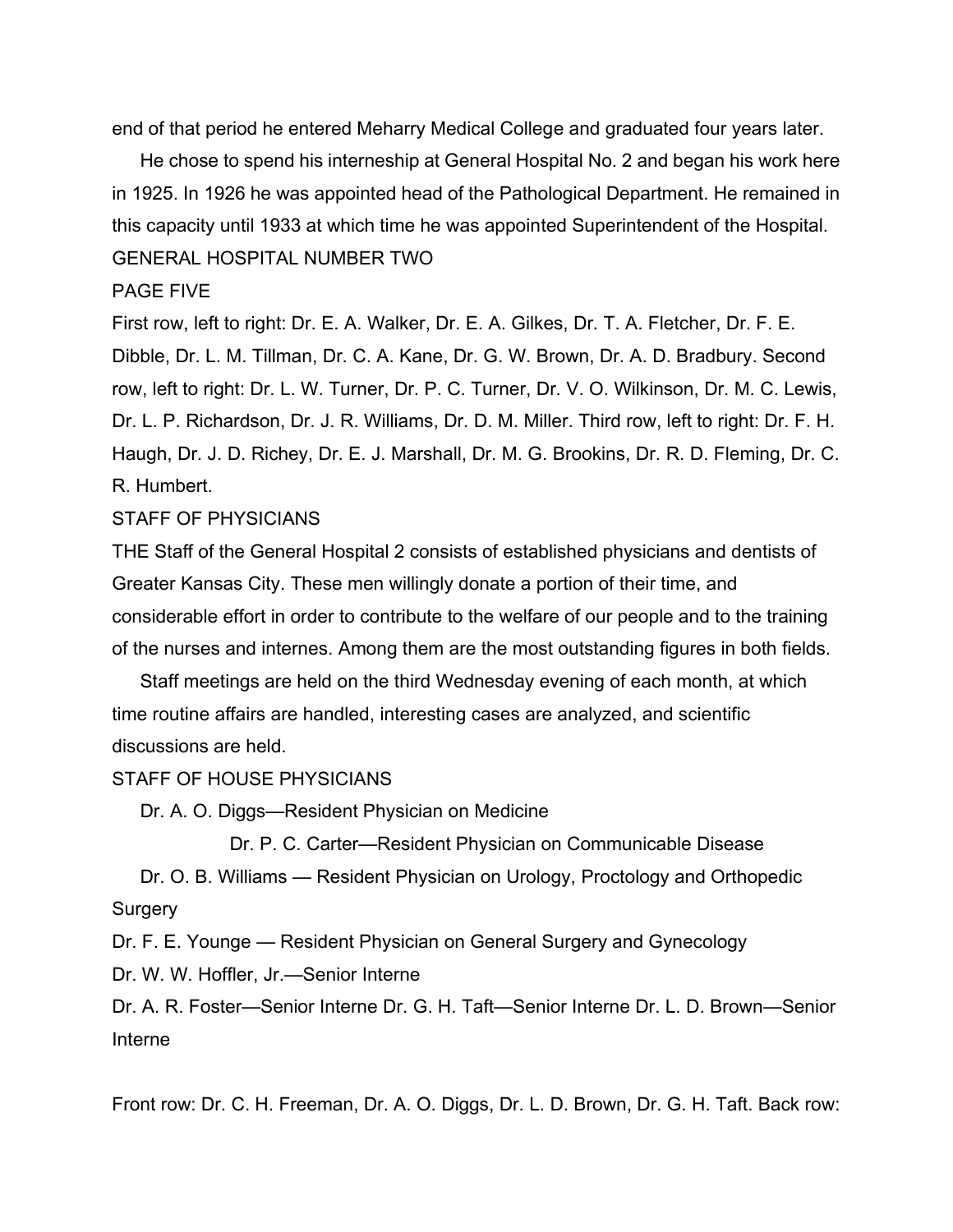end of that period he entered Meharry Medical College and graduated four years later.

He chose to spend his interneship at General Hospital No. 2 and began his work here in 1925. In 1926 he was appointed head of the Pathological Department. He remained in this capacity until 1933 at which time he was appointed Superintendent of the Hospital.

GENERAL HOSPITAL NUMBER TWO

PAGE FIVE

First row, left to right: Dr. E. A. Walker, Dr. E. A. Gilkes, Dr. T. A. Fletcher, Dr. F. E. Dibble, Dr. L. M. Tillman, Dr. C. A. Kane, Dr. G. W. Brown, Dr. A. D. Bradbury. Second row, left to right: Dr. L. W. Turner, Dr. P. C. Turner, Dr. V. O. Wilkinson, Dr. M. C. Lewis, Dr. L. P. Richardson, Dr. J. R. Williams, Dr. D. M. Miller. Third row, left to right: Dr. F. H. Haugh, Dr. J. D. Richey, Dr. E. J. Marshall, Dr. M. G. Brookins, Dr. R. D. Fleming, Dr. C. R. Humbert.

## STAFF OF PHYSICIANS

THE Staff of the General Hospital 2 consists of established physicians and dentists of Greater Kansas City. These men willingly donate a portion of their time, and considerable effort in order to contribute to the welfare of our people and to the training of the nurses and internes. Among them are the most outstanding figures in both fields.

Staff meetings are held on the third Wednesday evening of each month, at which time routine affairs are handled, interesting cases are analyzed, and scientific discussions are held.

## STAFF OF HOUSE PHYSICIANS

Dr. A. O. Diggs—Resident Physician on Medicine

Dr. P. C. Carter—Resident Physician on Communicable Disease

Dr. O. B. Williams — Resident Physician on Urology, Proctology and Orthopedic Surgery

Dr. F. E. Younge — Resident Physician on General Surgery and Gynecology

Dr. W. W. Hoffler, Jr.—Senior Interne

Dr. A. R. Foster—Senior Interne Dr. G. H. Taft—Senior Interne Dr. L. D. Brown—Senior Interne

Front row: Dr. C. H. Freeman, Dr. A. O. Diggs, Dr. L. D. Brown, Dr. G. H. Taft. Back row: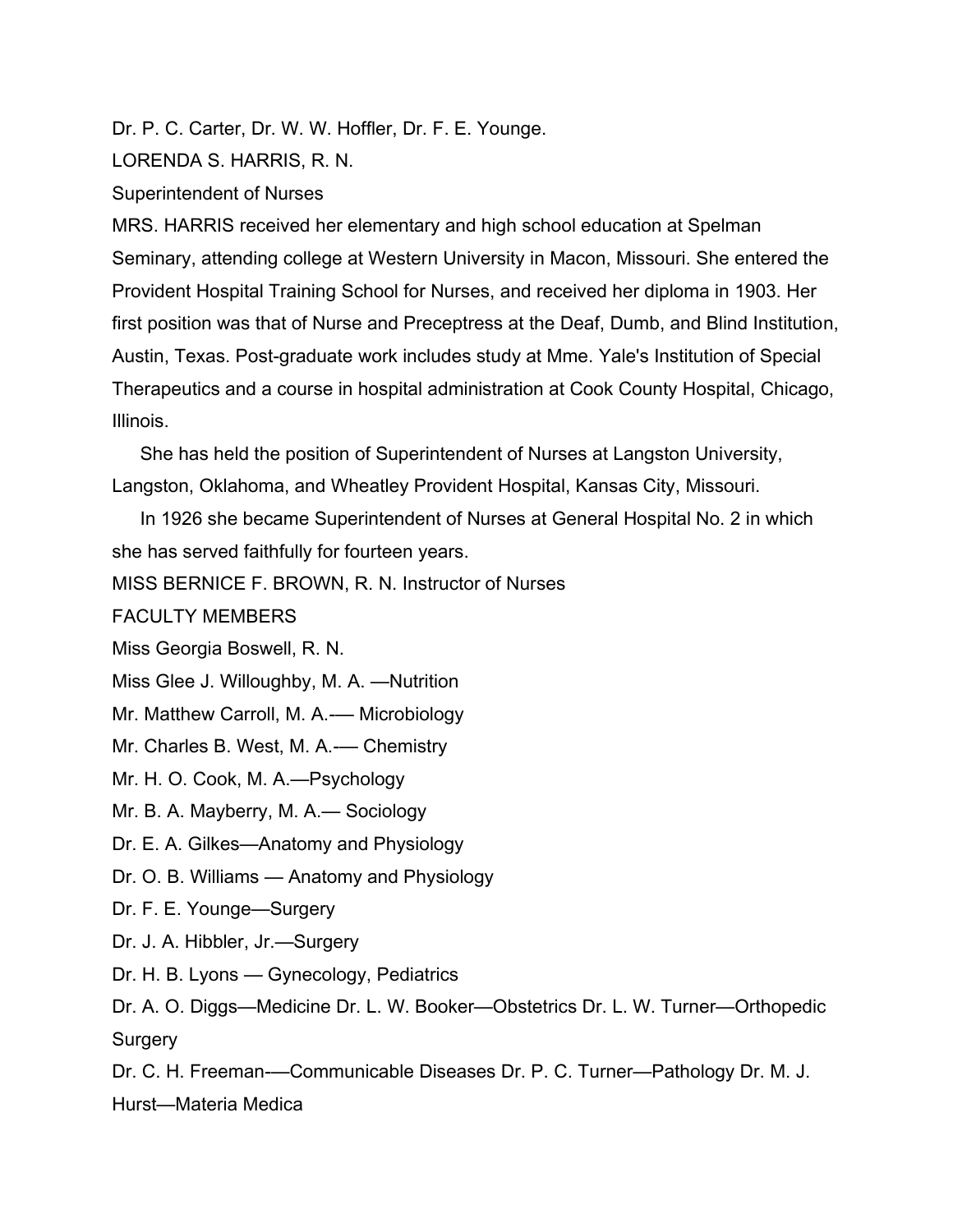Dr. P. C. Carter, Dr. W. W. Hoffler, Dr. F. E. Younge.

LORENDA S. HARRIS, R. N.

Superintendent of Nurses

MRS. HARRIS received her elementary and high school education at Spelman Seminary, attending college at Western University in Macon, Missouri. She entered the Provident Hospital Training School for Nurses, and received her diploma in 1903. Her first position was that of Nurse and Preceptress at the Deaf, Dumb, and Blind Institution, Austin, Texas. Post-graduate work includes study at Mme. Yale's Institution of Special Therapeutics and a course in hospital administration at Cook County Hospital, Chicago, Illinois.

She has held the position of Superintendent of Nurses at Langston University, Langston, Oklahoma, and Wheatley Provident Hospital, Kansas City, Missouri.

In 1926 she became Superintendent of Nurses at General Hospital No. 2 in which she has served faithfully for fourteen years.

MISS BERNICE F. BROWN, R. N. Instructor of Nurses

FACULTY MEMBERS

Miss Georgia Boswell, R. N.

Miss Glee J. Willoughby, M. A. —Nutrition

Mr. Matthew Carroll, M. A.-— Microbiology

Mr. Charles B. West, M. A.-— Chemistry

Mr. H. O. Cook, M. A.—Psychology

Mr. B. A. Mayberry, M. A.— Sociology

Dr. E. A. Gilkes—Anatomy and Physiology

Dr. O. B. Williams — Anatomy and Physiology

Dr. F. E. Younge—Surgery

Dr. J. A. Hibbler, Jr.—Surgery

Dr. H. B. Lyons — Gynecology, Pediatrics

Dr. A. O. Diggs—Medicine Dr. L. W. Booker—Obstetrics Dr. L. W. Turner—Orthopedic Surgery

Dr. C. H. Freeman-—Communicable Diseases Dr. P. C. Turner—Pathology Dr. M. J. Hurst—Materia Medica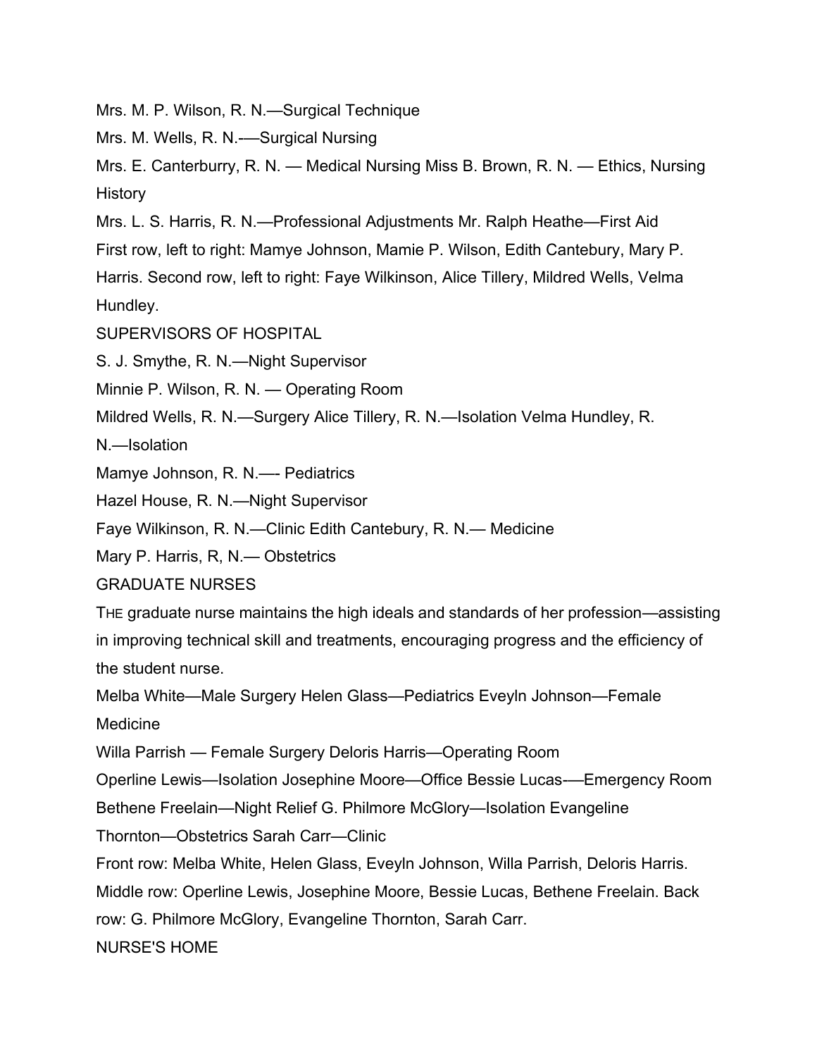Mrs. M. P. Wilson, R. N.—Surgical Technique

Mrs. M. Wells, R. N.-—Surgical Nursing

Mrs. E. Canterburry, R. N. — Medical Nursing Miss B. Brown, R. N. — Ethics, Nursing History

Mrs. L. S. Harris, R. N.—Professional Adjustments Mr. Ralph Heathe—First Aid

First row, left to right: Mamye Johnson, Mamie P. Wilson, Edith Cantebury, Mary P. Harris. Second row, left to right: Faye Wilkinson, Alice Tillery, Mildred Wells, Velma Hundley.

## SUPERVISORS OF HOSPITAL

S. J. Smythe, R. N.—Night Supervisor

Minnie P. Wilson, R. N. — Operating Room

Mildred Wells, R. N.—Surgery Alice Tillery, R. N.—Isolation Velma Hundley, R. N.—Isolation

Mamye Johnson, R. N.—- Pediatrics

Hazel House, R. N.—Night Supervisor

Faye Wilkinson, R. N.—Clinic Edith Cantebury, R. N.— Medicine

Mary P. Harris, R, N.— Obstetrics

## GRADUATE NURSES

THE graduate nurse maintains the high ideals and standards of her profession—assisting in improving technical skill and treatments, encouraging progress and the efficiency of the student nurse.

Melba White—Male Surgery Helen Glass—Pediatrics Eveyln Johnson—Female Medicine

Willa Parrish — Female Surgery Deloris Harris—Operating Room

Operline Lewis—Isolation Josephine Moore—Office Bessie Lucas-—Emergency Room

Bethene Freelain—Night Relief G. Philmore McGlory—Isolation Evangeline Thornton—Obstetrics Sarah Carr—Clinic

Front row: Melba White, Helen Glass, Eveyln Johnson, Willa Parrish, Deloris Harris. Middle row: Operline Lewis, Josephine Moore, Bessie Lucas, Bethene Freelain. Back row: G. Philmore McGlory, Evangeline Thornton, Sarah Carr.

## NURSE'S HOME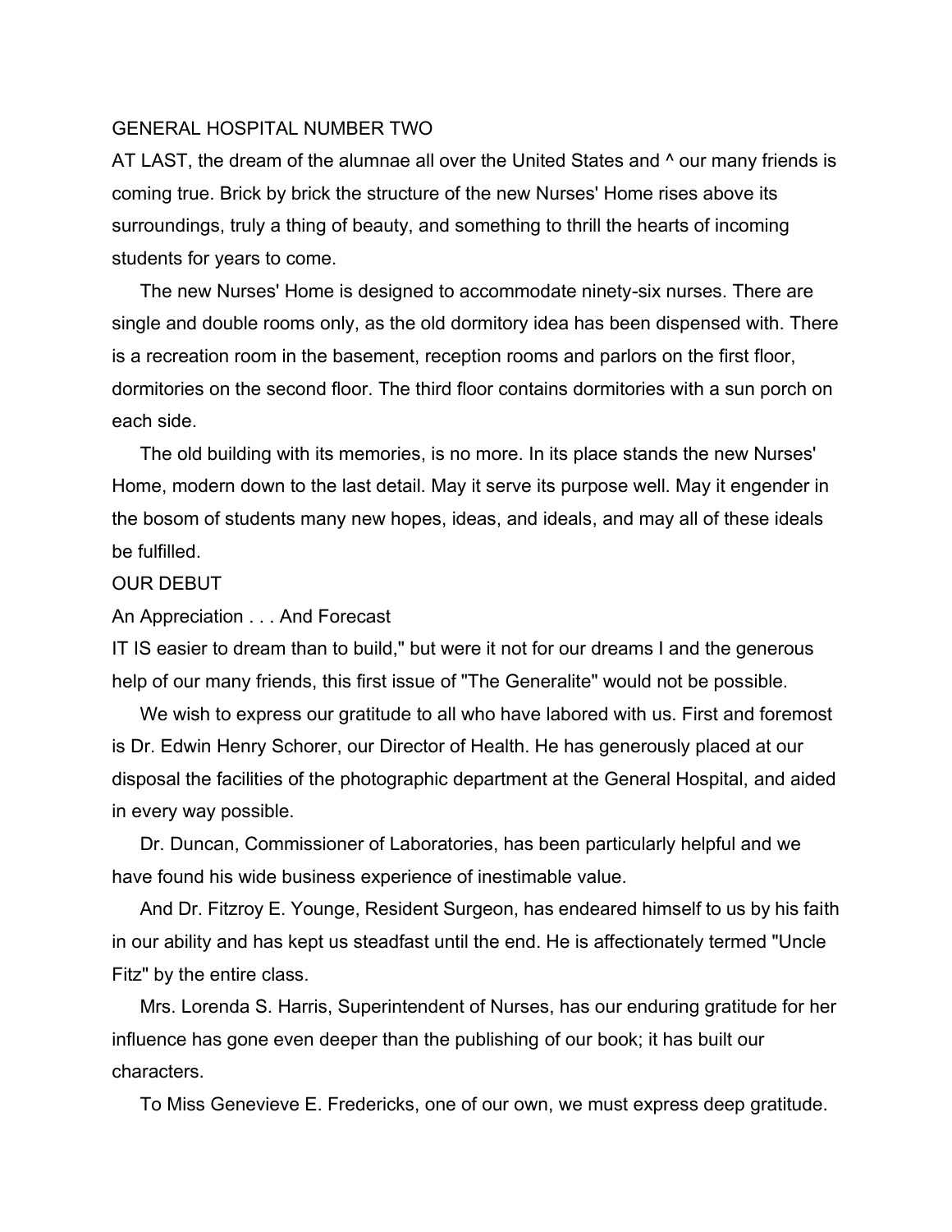## GENERAL HOSPITAL NUMBER TWO

AT LAST, the dream of the alumnae all over the United States and ^ our many friends is coming true. Brick by brick the structure of the new Nurses' Home rises above its surroundings, truly a thing of beauty, and something to thrill the hearts of incoming students for years to come.

The new Nurses' Home is designed to accommodate ninety-six nurses. There are single and double rooms only, as the old dormitory idea has been dispensed with. There is a recreation room in the basement, reception rooms and parlors on the first floor, dormitories on the second floor. The third floor contains dormitories with a sun porch on each side.

The old building with its memories, is no more. In its place stands the new Nurses' Home, modern down to the last detail. May it serve its purpose well. May it engender in the bosom of students many new hopes, ideas, and ideals, and may all of these ideals be fulfilled.

## OUR DEBUT

### An Appreciation . . . And Forecast

IT IS easier to dream than to build," but were it not for our dreams I and the generous help of our many friends, this first issue of "The Generalite" would not be possible.

We wish to express our gratitude to all who have labored with us. First and foremost is Dr. Edwin Henry Schorer, our Director of Health. He has generously placed at our disposal the facilities of the photographic department at the General Hospital, and aided in every way possible.

Dr. Duncan, Commissioner of Laboratories, has been particularly helpful and we have found his wide business experience of inestimable value.

And Dr. Fitzroy E. Younge, Resident Surgeon, has endeared himself to us by his faith in our ability and has kept us steadfast until the end. He is affectionately termed "Uncle Fitz" by the entire class.

Mrs. Lorenda S. Harris, Superintendent of Nurses, has our enduring gratitude for her influence has gone even deeper than the publishing of our book; it has built our characters.

To Miss Genevieve E. Fredericks, one of our own, we must express deep gratitude.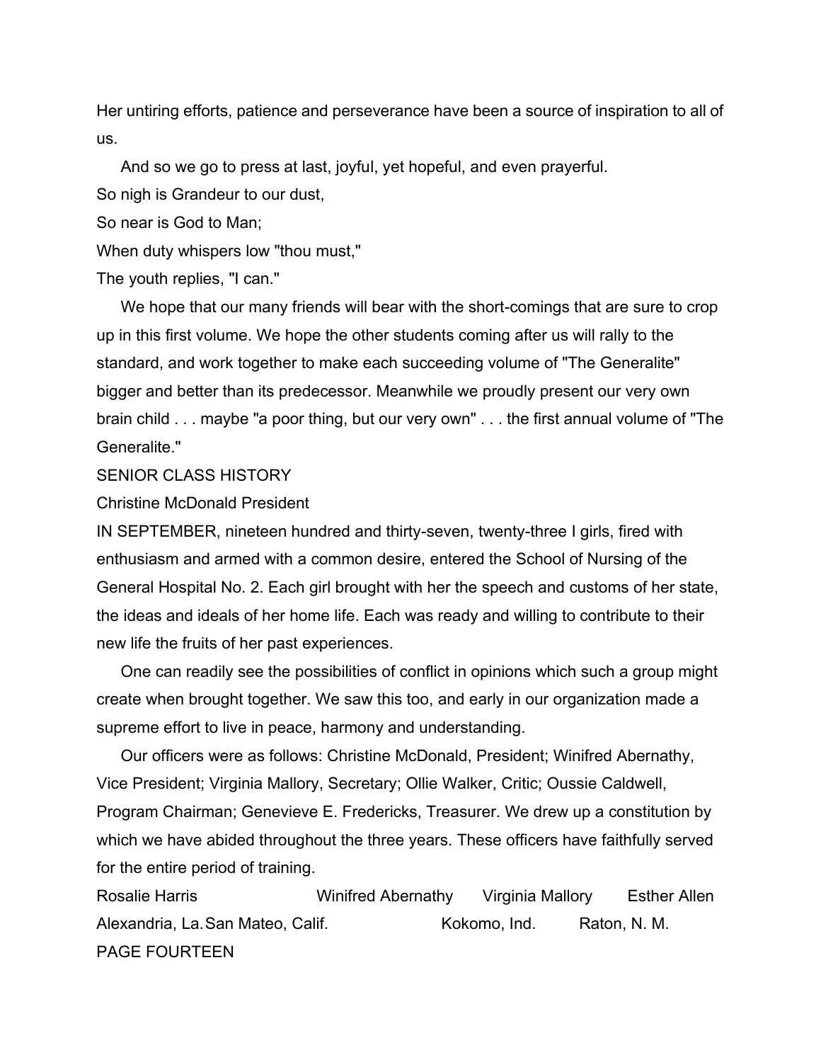Her untiring efforts, patience and perseverance have been a source of inspiration to all of us.

And so we go to press at last, joyful, yet hopeful, and even prayerful.

So nigh is Grandeur to our dust,
So near is God to Man;
When duty whispers low "thou must,"
The youth replies, "I can."

We hope that our many friends will bear with the short-comings that are sure to crop up in this first volume. We hope the other students coming after us will rally to the standard, and work together to make each succeeding volume of "The Generalite" bigger and better than its predecessor. Meanwhile we proudly present our very own brain child . . . maybe "a poor thing, but our very own" . . . the first annual volume of "The Generalite."

## SENIOR CLASS HISTORY

Christine McDonald President

IN SEPTEMBER, nineteen hundred and thirty-seven, twenty-three I girls, fired with enthusiasm and armed with a common desire, entered the School of Nursing of the General Hospital No. 2. Each girl brought with her the speech and customs of her state, the ideas and ideals of her home life. Each was ready and willing to contribute to their new life the fruits of her past experiences.

One can readily see the possibilities of conflict in opinions which such a group might create when brought together. We saw this too, and early in our organization made a supreme effort to live in peace, harmony and understanding.

Our officers were as follows: Christine McDonald, President; Winifred Abernathy, Vice President; Virginia Mallory, Secretary; Ollie Walker, Critic; Oussie Caldwell, Program Chairman; Genevieve E. Fredericks, Treasurer. We drew up a constitution by which we have abided throughout the three years. These officers have faithfully served for the entire period of training.

| Rosalie Harris | Winifred Abernathy | Virginia Mallory | Esther Allen |
|---|---|---|---|
| Alexandria, La. | San Mateo, Calif. | Kokomo, Ind. | Raton, N. M. |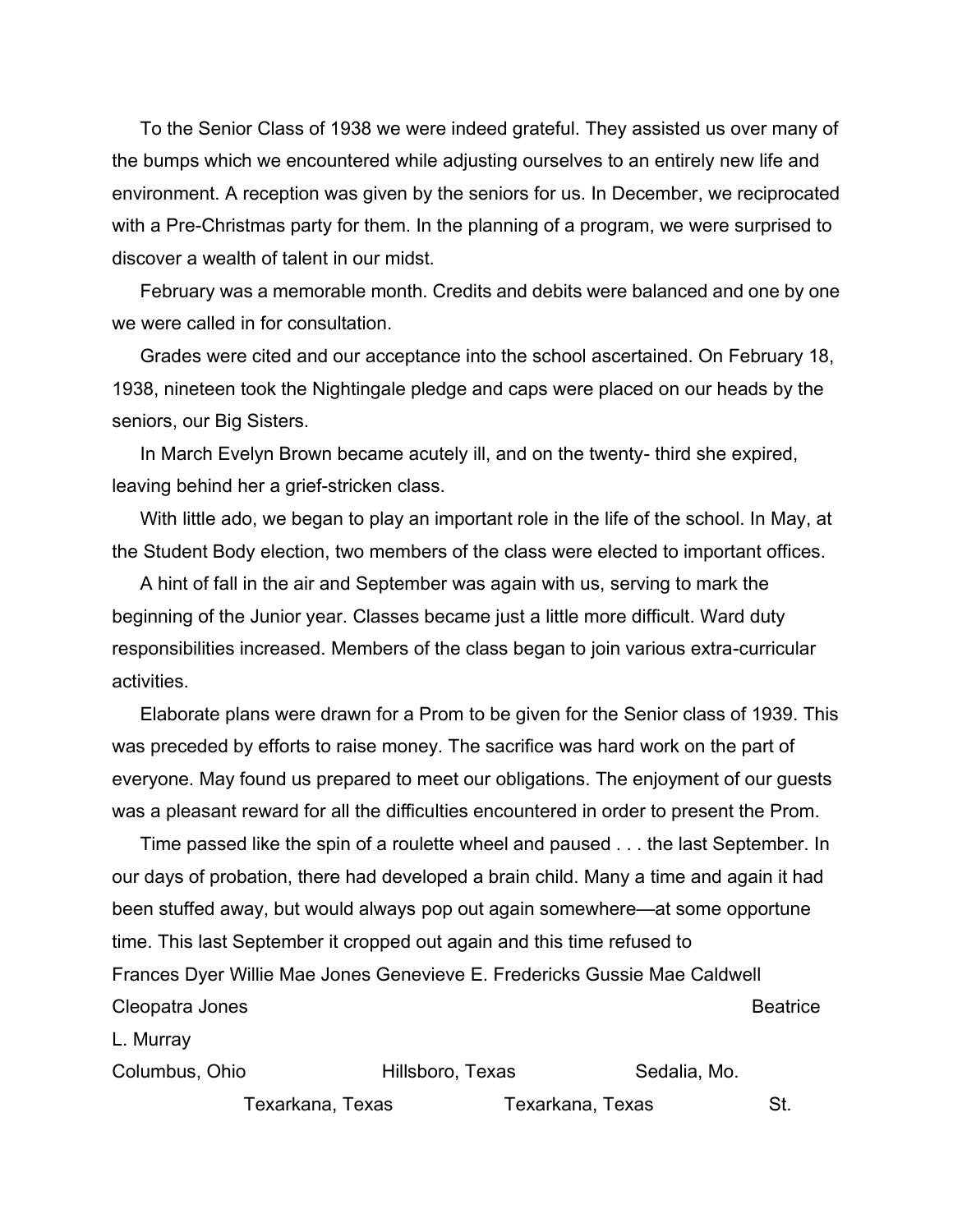To the Senior Class of 1938 we were indeed grateful. They assisted us over many of the bumps which we encountered while adjusting ourselves to an entirely new life and environment. A reception was given by the seniors for us. In December, we reciprocated with a Pre-Christmas party for them. In the planning of a program, we were surprised to discover a wealth of talent in our midst.

February was a memorable month. Credits and debits were balanced and one by one we were called in for consultation.

Grades were cited and our acceptance into the school ascertained. On February 18, 1938, nineteen took the Nightingale pledge and caps were placed on our heads by the seniors, our Big Sisters.

In March Evelyn Brown became acutely ill, and on the twenty- third she expired, leaving behind her a grief-stricken class.

With little ado, we began to play an important role in the life of the school. In May, at the Student Body election, two members of the class were elected to important offices.

A hint of fall in the air and September was again with us, serving to mark the beginning of the Junior year. Classes became just a little more difficult. Ward duty responsibilities increased. Members of the class began to join various extra-curricular activities.

Elaborate plans were drawn for a Prom to be given for the Senior class of 1939. This was preceded by efforts to raise money. The sacrifice was hard work on the part of everyone. May found us prepared to meet our obligations. The enjoyment of our guests was a pleasant reward for all the difficulties encountered in order to present the Prom.

Time passed like the spin of a roulette wheel and paused . . . the last September. In our days of probation, there had developed a brain child. Many a time and again it had been stuffed away, but would always pop out again somewhere—at some opportune time. This last September it cropped out again and this time refused to

Frances Dyer Willie Mae Jones Genevieve E. Fredericks Gussie Mae Caldwell Cleopatra Jones Beatrice L. Murray

Columbus, Ohio Hillsboro, Texas Sedalia, Mo. Texarkana, Texas Texarkana, Texas St.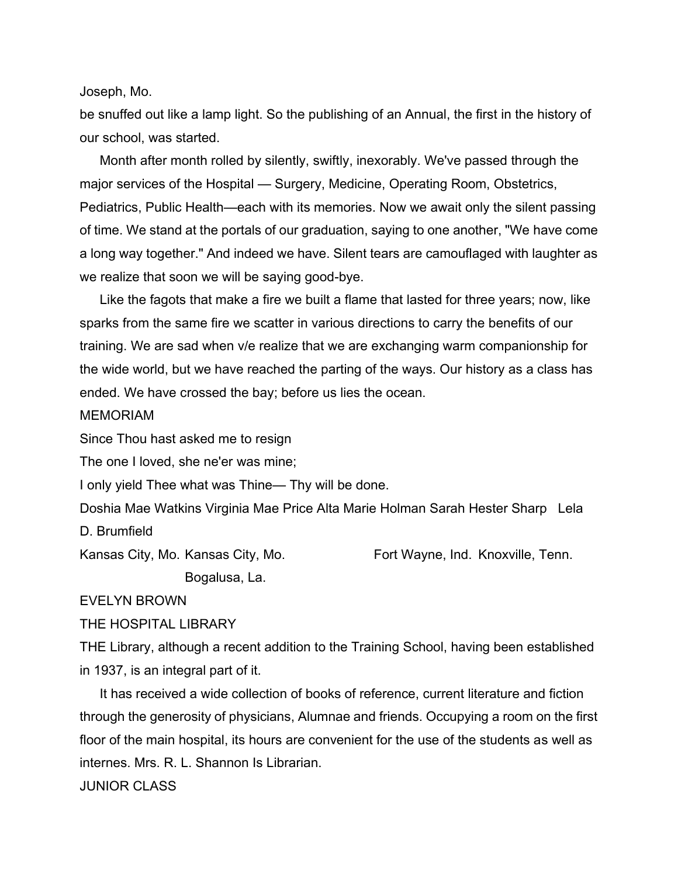Joseph, Mo.

be snuffed out like a lamp light. So the publishing of an Annual, the first in the history of our school, was started.

Month after month rolled by silently, swiftly, inexorably. We've passed through the major services of the Hospital — Surgery, Medicine, Operating Room, Obstetrics, Pediatrics, Public Health—each with its memories. Now we await only the silent passing of time. We stand at the portals of our graduation, saying to one another, "We have come a long way together." And indeed we have. Silent tears are camouflaged with laughter as we realize that soon we will be saying good-bye.

Like the fagots that make a fire we built a flame that lasted for three years; now, like sparks from the same fire we scatter in various directions to carry the benefits of our training. We are sad when v/e realize that we are exchanging warm companionship for the wide world, but we have reached the parting of the ways. Our history as a class has ended. We have crossed the bay; before us lies the ocean.

## MEMORIAM

Since Thou hast asked me to resign

The one I loved, she ne'er was mine;

I only yield Thee what was Thine— Thy will be done.

Doshia Mae Watkins Virginia Mae Price Alta Marie Holman Sarah Hester Sharp Lela D. Brumfield

Kansas City, Mo. Kansas City, Mo. Fort Wayne, Ind. Knoxville, Tenn. Bogalusa, La.

EVELYN BROWN

## THE HOSPITAL LIBRARY

THE Library, although a recent addition to the Training School, having been established in 1937, is an integral part of it.

It has received a wide collection of books of reference, current literature and fiction through the generosity of physicians, Alumnae and friends. Occupying a room on the first floor of the main hospital, its hours are convenient for the use of the students as well as internes. Mrs. R. L. Shannon Is Librarian.

## JUNIOR CLASS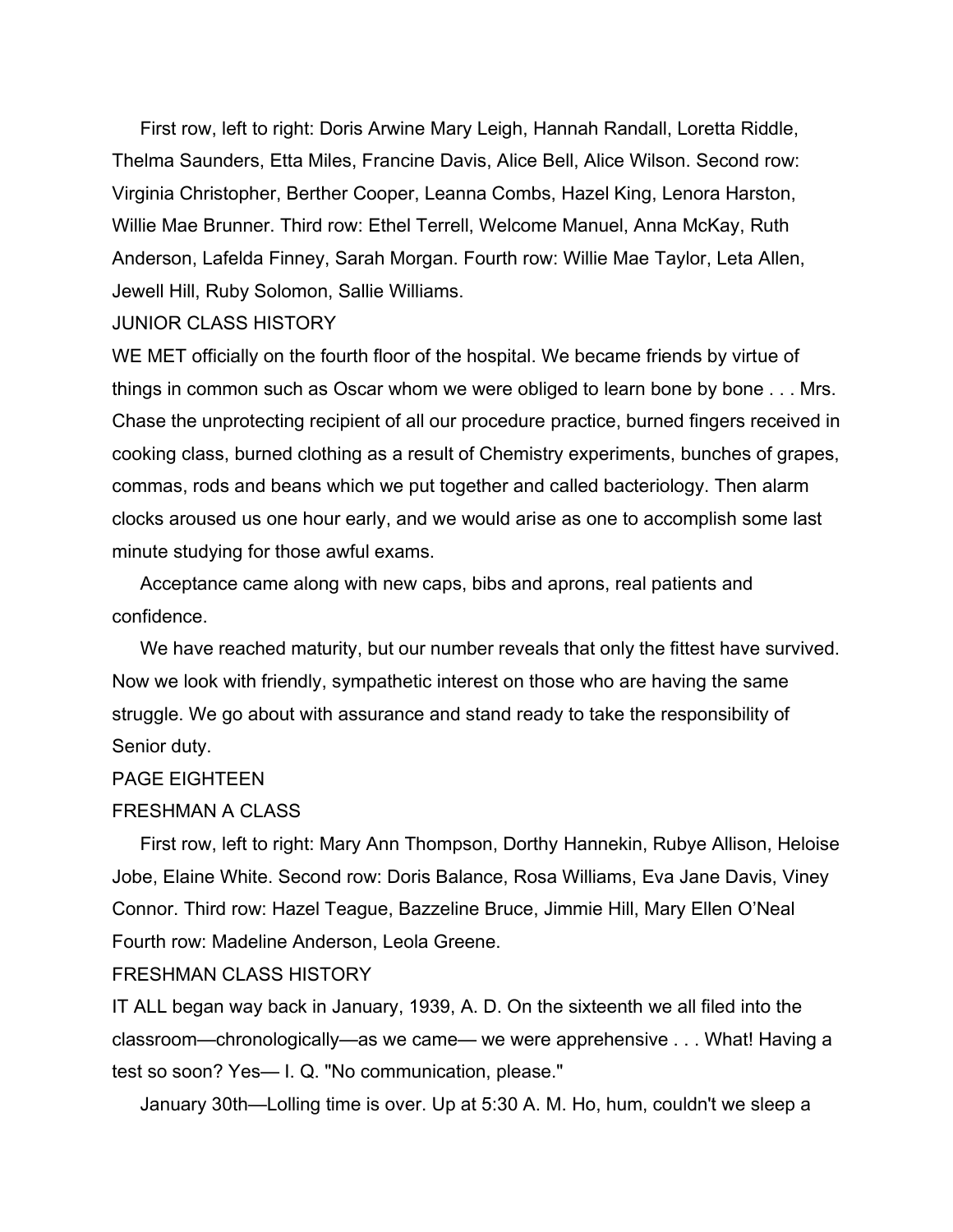First row, left to right: Doris Arwine Mary Leigh, Hannah Randall, Loretta Riddle, Thelma Saunders, Etta Miles, Francine Davis, Alice Bell, Alice Wilson. Second row: Virginia Christopher, Berther Cooper, Leanna Combs, Hazel King, Lenora Harston, Willie Mae Brunner. Third row: Ethel Terrell, Welcome Manuel, Anna McKay, Ruth Anderson, Lafelda Finney, Sarah Morgan. Fourth row: Willie Mae Taylor, Leta Allen, Jewell Hill, Ruby Solomon, Sallie Williams.

## JUNIOR CLASS HISTORY

WE MET officially on the fourth floor of the hospital. We became friends by virtue of things in common such as Oscar whom we were obliged to learn bone by bone . . . Mrs. Chase the unprotecting recipient of all our procedure practice, burned fingers received in cooking class, burned clothing as a result of Chemistry experiments, bunches of grapes, commas, rods and beans which we put together and called bacteriology. Then alarm clocks aroused us one hour early, and we would arise as one to accomplish some last minute studying for those awful exams.

Acceptance came along with new caps, bibs and aprons, real patients and confidence.

We have reached maturity, but our number reveals that only the fittest have survived. Now we look with friendly, sympathetic interest on those who are having the same struggle. We go about with assurance and stand ready to take the responsibility of Senior duty.

PAGE EIGHTEEN

## FRESHMAN A CLASS

First row, left to right: Mary Ann Thompson, Dorthy Hannekin, Rubye Allison, Heloise Jobe, Elaine White. Second row: Doris Balance, Rosa Williams, Eva Jane Davis, Viney Connor. Third row: Hazel Teague, Bazzeline Bruce, Jimmie Hill, Mary Ellen O'Neal Fourth row: Madeline Anderson, Leola Greene.

## FRESHMAN CLASS HISTORY

IT ALL began way back in January, 1939, A. D. On the sixteenth we all filed into the classroom—chronologically—as we came— we were apprehensive . . . What! Having a test so soon? Yes— I. Q. "No communication, please."

January 30th—Lolling time is over. Up at 5:30 A. M. Ho, hum, couldn't we sleep a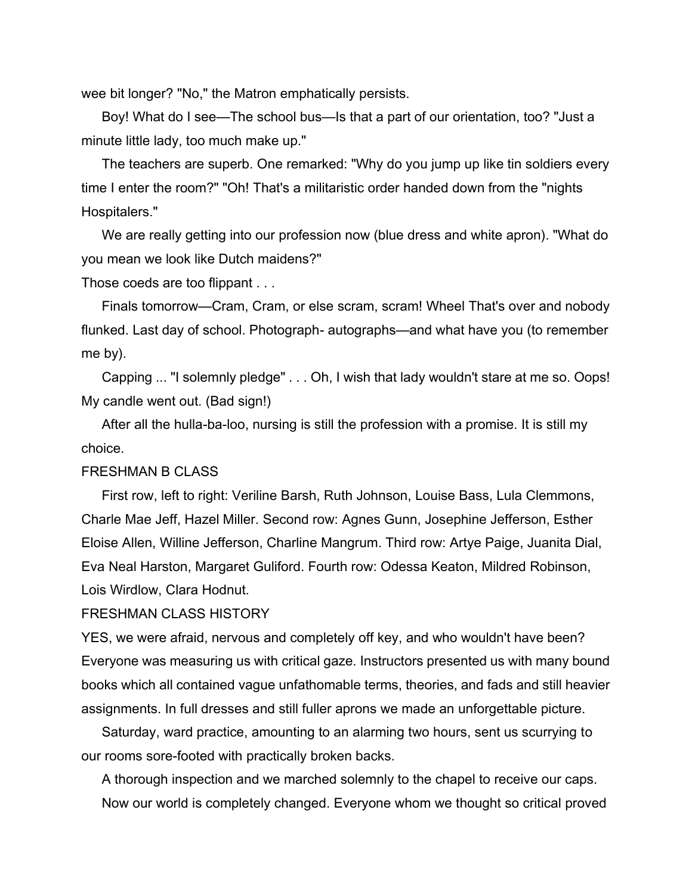wee bit longer? "No," the Matron emphatically persists.

Boy! What do I see—The school bus—Is that a part of our orientation, too? "Just a minute little lady, too much make up."

The teachers are superb. One remarked: "Why do you jump up like tin soldiers every time I enter the room?" "Oh! That's a militaristic order handed down from the "nights Hospitalers."

We are really getting into our profession now (blue dress and white apron). "What do you mean we look like Dutch maidens?"

Those coeds are too flippant . . .

Finals tomorrow—Cram, Cram, or else scram, scram! Wheel That's over and nobody flunked. Last day of school. Photograph- autographs—and what have you (to remember me by).

Capping ... "I solemnly pledge" . . . Oh, I wish that lady wouldn't stare at me so. Oops! My candle went out. (Bad sign!)

After all the hulla-ba-loo, nursing is still the profession with a promise. It is still my choice.

## FRESHMAN B CLASS

First row, left to right: Veriline Barsh, Ruth Johnson, Louise Bass, Lula Clemmons, Charle Mae Jeff, Hazel Miller. Second row: Agnes Gunn, Josephine Jefferson, Esther Eloise Allen, Willine Jefferson, Charline Mangrum. Third row: Artye Paige, Juanita Dial, Eva Neal Harston, Margaret Guliford. Fourth row: Odessa Keaton, Mildred Robinson, Lois Wirdlow, Clara Hodnut.

## FRESHMAN CLASS HISTORY

YES, we were afraid, nervous and completely off key, and who wouldn't have been? Everyone was measuring us with critical gaze. Instructors presented us with many bound books which all contained vague unfathomable terms, theories, and fads and still heavier assignments. In full dresses and still fuller aprons we made an unforgettable picture.

Saturday, ward practice, amounting to an alarming two hours, sent us scurrying to our rooms sore-footed with practically broken backs.

A thorough inspection and we marched solemnly to the chapel to receive our caps.

Now our world is completely changed. Everyone whom we thought so critical proved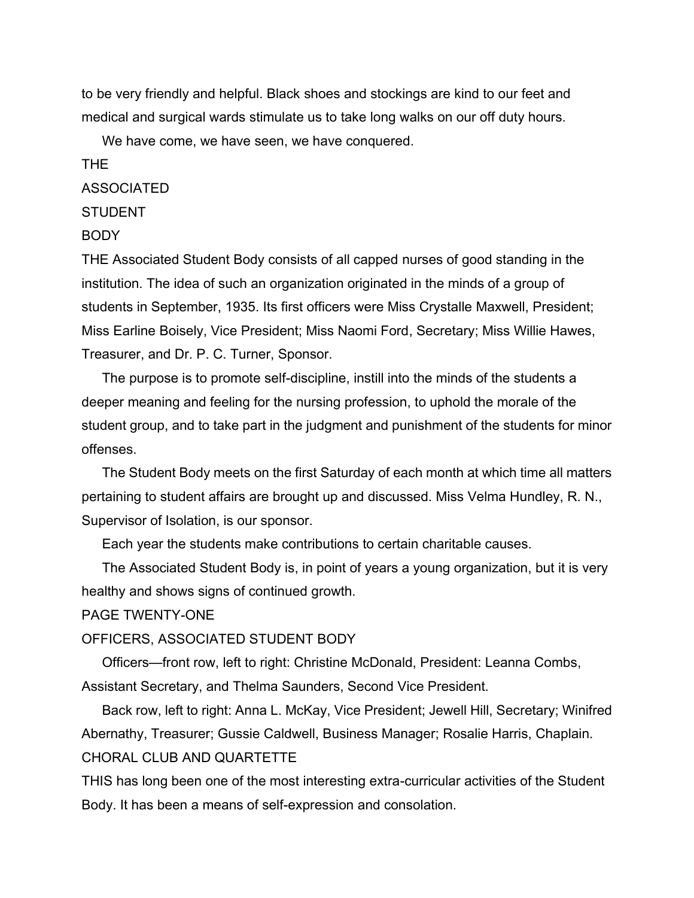to be very friendly and helpful. Black shoes and stockings are kind to our feet and medical and surgical wards stimulate us to take long walks on our off duty hours.

We have come, we have seen, we have conquered.

## THE ASSOCIATED STUDENT BODY

THE Associated Student Body consists of all capped nurses of good standing in the institution. The idea of such an organization originated in the minds of a group of students in September, 1935. Its first officers were Miss Crystalle Maxwell, President; Miss Earline Boisely, Vice President; Miss Naomi Ford, Secretary; Miss Willie Hawes, Treasurer, and Dr. P. C. Turner, Sponsor.

The purpose is to promote self-discipline, instill into the minds of the students a deeper meaning and feeling for the nursing profession, to uphold the morale of the student group, and to take part in the judgment and punishment of the students for minor offenses.

The Student Body meets on the first Saturday of each month at which time all matters pertaining to student affairs are brought up and discussed. Miss Velma Hundley, R. N., Supervisor of Isolation, is our sponsor.

Each year the students make contributions to certain charitable causes.

The Associated Student Body is, in point of years a young organization, but it is very healthy and shows signs of continued growth.

PAGE TWENTY-ONE

## OFFICERS, ASSOCIATED STUDENT BODY

Officers—front row, left to right: Christine McDonald, President: Leanna Combs, Assistant Secretary, and Thelma Saunders, Second Vice President.

Back row, left to right: Anna L. McKay, Vice President; Jewell Hill, Secretary; Winifred Abernathy, Treasurer; Gussie Caldwell, Business Manager; Rosalie Harris, Chaplain.

## CHORAL CLUB AND QUARTETTE

THIS has long been one of the most interesting extra-curricular activities of the Student Body. It has been a means of self-expression and consolation.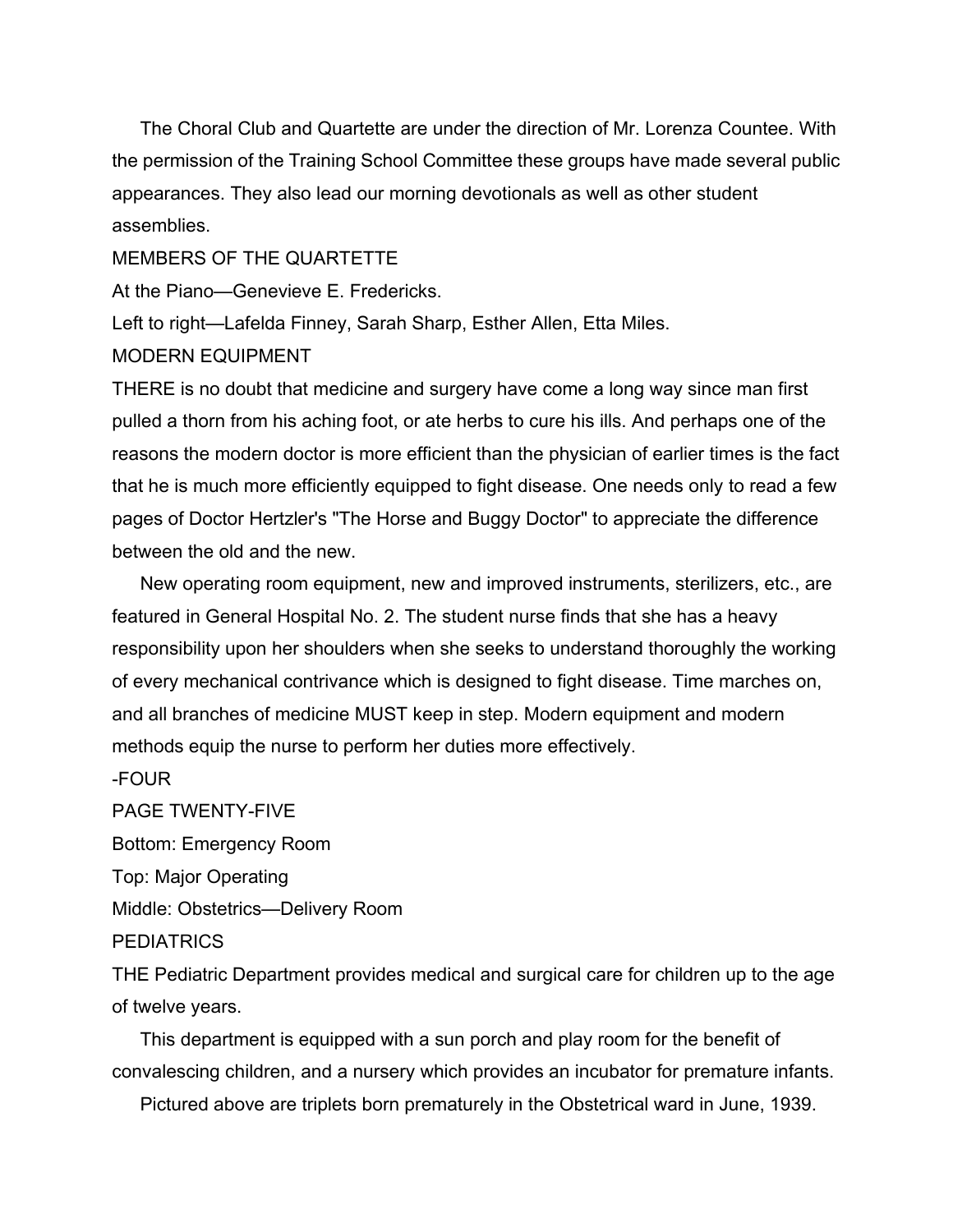The Choral Club and Quartette are under the direction of Mr. Lorenza Countee. With the permission of the Training School Committee these groups have made several public appearances. They also lead our morning devotionals as well as other student assemblies.

MEMBERS OF THE QUARTETTE

At the Piano—Genevieve E. Fredericks.

Left to right—Lafelda Finney, Sarah Sharp, Esther Allen, Etta Miles.

## MODERN EQUIPMENT

THERE is no doubt that medicine and surgery have come a long way since man first pulled a thorn from his aching foot, or ate herbs to cure his ills. And perhaps one of the reasons the modern doctor is more efficient than the physician of earlier times is the fact that he is much more efficiently equipped to fight disease. One needs only to read a few pages of Doctor Hertzler's "The Horse and Buggy Doctor" to appreciate the difference between the old and the new.

New operating room equipment, new and improved instruments, sterilizers, etc., are featured in General Hospital No. 2. The student nurse finds that she has a heavy responsibility upon her shoulders when she seeks to understand thoroughly the working of every mechanical contrivance which is designed to fight disease. Time marches on, and all branches of medicine MUST keep in step. Modern equipment and modern methods equip the nurse to perform her duties more effectively.

-FOUR

PAGE TWENTY-FIVE

Bottom: Emergency Room

Top: Major Operating

Middle: Obstetrics—Delivery Room

## PEDIATRICS

THE Pediatric Department provides medical and surgical care for children up to the age of twelve years.

This department is equipped with a sun porch and play room for the benefit of convalescing children, and a nursery which provides an incubator for premature infants.

Pictured above are triplets born prematurely in the Obstetrical ward in June, 1939.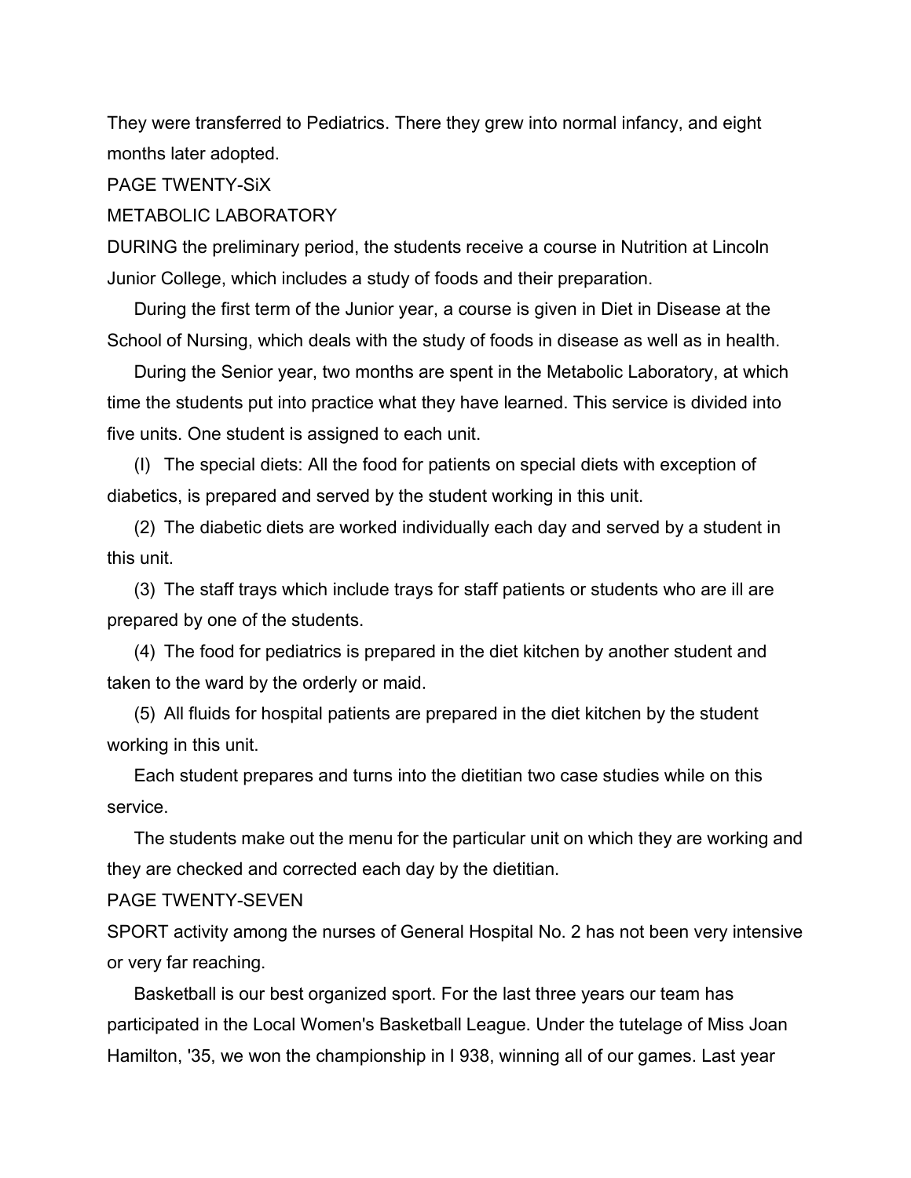They were transferred to Pediatrics. There they grew into normal infancy, and eight months later adopted.

PAGE TWENTY-SiX

## METABOLIC LABORATORY

DURING the preliminary period, the students receive a course in Nutrition at Lincoln Junior College, which includes a study of foods and their preparation.

During the first term of the Junior year, a course is given in Diet in Disease at the School of Nursing, which deals with the study of foods in disease as well as in health.

During the Senior year, two months are spent in the Metabolic Laboratory, at which time the students put into practice what they have learned. This service is divided into five units. One student is assigned to each unit.

(I) The special diets: All the food for patients on special diets with exception of diabetics, is prepared and served by the student working in this unit.

(2) The diabetic diets are worked individually each day and served by a student in this unit.

(3) The staff trays which include trays for staff patients or students who are ill are prepared by one of the students.

(4) The food for pediatrics is prepared in the diet kitchen by another student and taken to the ward by the orderly or maid.

(5) All fluids for hospital patients are prepared in the diet kitchen by the student working in this unit.

Each student prepares and turns into the dietitian two case studies while on this service.

The students make out the menu for the particular unit on which they are working and they are checked and corrected each day by the dietitian.

PAGE TWENTY-SEVEN

SPORT activity among the nurses of General Hospital No. 2 has not been very intensive or very far reaching.

Basketball is our best organized sport. For the last three years our team has participated in the Local Women's Basketball League. Under the tutelage of Miss Joan Hamilton, '35, we won the championship in I 938, winning all of our games. Last year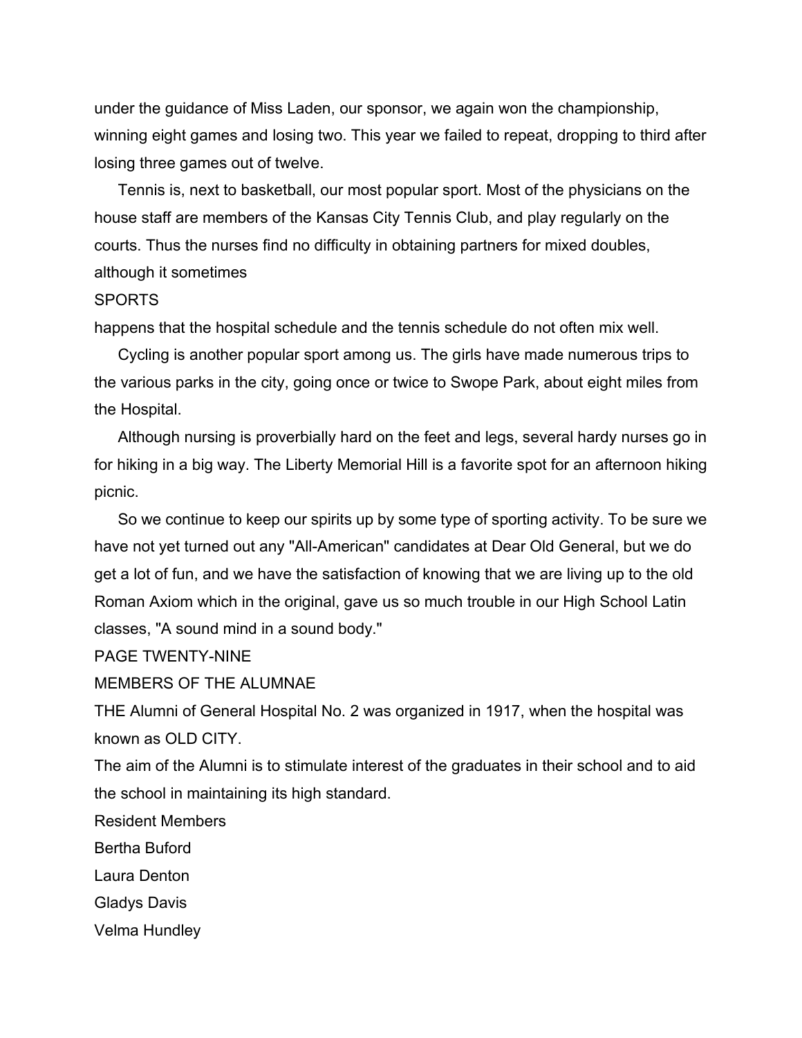under the guidance of Miss Laden, our sponsor, we again won the championship, winning eight games and losing two. This year we failed to repeat, dropping to third after losing three games out of twelve.

Tennis is, next to basketball, our most popular sport. Most of the physicians on the house staff are members of the Kansas City Tennis Club, and play regularly on the courts. Thus the nurses find no difficulty in obtaining partners for mixed doubles, although it sometimes

SPORTS

happens that the hospital schedule and the tennis schedule do not often mix well.

Cycling is another popular sport among us. The girls have made numerous trips to the various parks in the city, going once or twice to Swope Park, about eight miles from the Hospital.

Although nursing is proverbially hard on the feet and legs, several hardy nurses go in for hiking in a big way. The Liberty Memorial Hill is a favorite spot for an afternoon hiking picnic.

So we continue to keep our spirits up by some type of sporting activity. To be sure we have not yet turned out any "All-American" candidates at Dear Old General, but we do get a lot of fun, and we have the satisfaction of knowing that we are living up to the old Roman Axiom which in the original, gave us so much trouble in our High School Latin classes, "A sound mind in a sound body."

PAGE TWENTY-NINE

## MEMBERS OF THE ALUMNAE

THE Alumni of General Hospital No. 2 was organized in 1917, when the hospital was known as OLD CITY.

The aim of the Alumni is to stimulate interest of the graduates in their school and to aid the school in maintaining its high standard.

### Resident Members

Bertha Buford

Laura Denton

Gladys Davis

Velma Hundley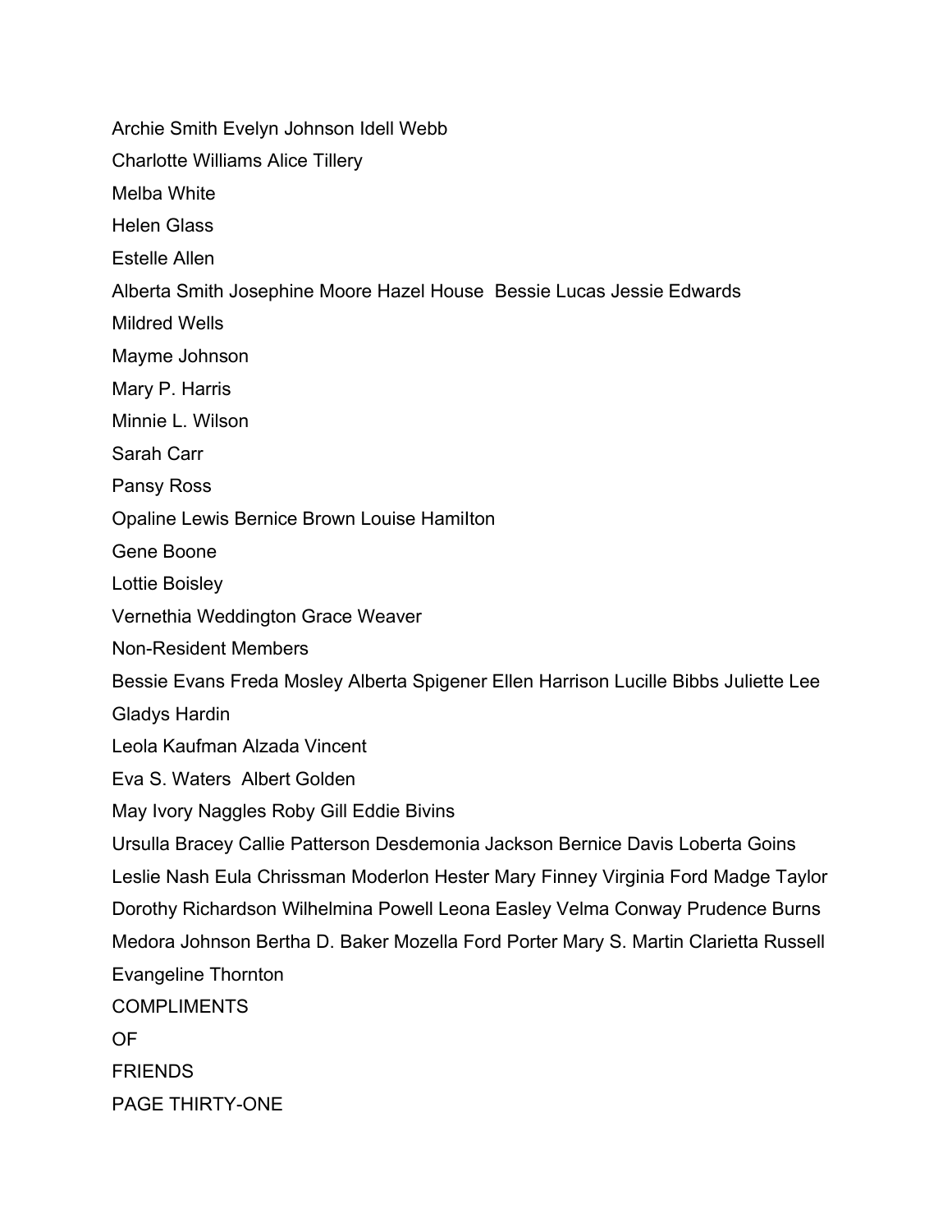Archie Smith Evelyn Johnson Idell Webb

Charlotte Williams Alice Tillery

Melba White

Helen Glass

Estelle Allen

Alberta Smith Josephine Moore Hazel House Bessie Lucas Jessie Edwards

Mildred Wells

Mayme Johnson

Mary P. Harris

Minnie L. Wilson

Sarah Carr

Pansy Ross

Opaline Lewis Bernice Brown Louise Hamilton

Gene Boone

Lottie Boisley

Vernethia Weddington Grace Weaver

Non-Resident Members

Bessie Evans Freda Mosley Alberta Spigener Ellen Harrison Lucille Bibbs Juliette Lee

Gladys Hardin

Leola Kaufman Alzada Vincent

Eva S. Waters Albert Golden

May Ivory Naggles Roby Gill Eddie Bivins

Ursulla Bracey Callie Patterson Desdemonia Jackson Bernice Davis Loberta Goins

Leslie Nash Eula Chrissman Moderlon Hester Mary Finney Virginia Ford Madge Taylor

Dorothy Richardson Wilhelmina Powell Leona Easley Velma Conway Prudence Burns

Medora Johnson Bertha D. Baker Mozella Ford Porter Mary S. Martin Clarietta Russell

Evangeline Thornton

COMPLIMENTS

OF

FRIENDS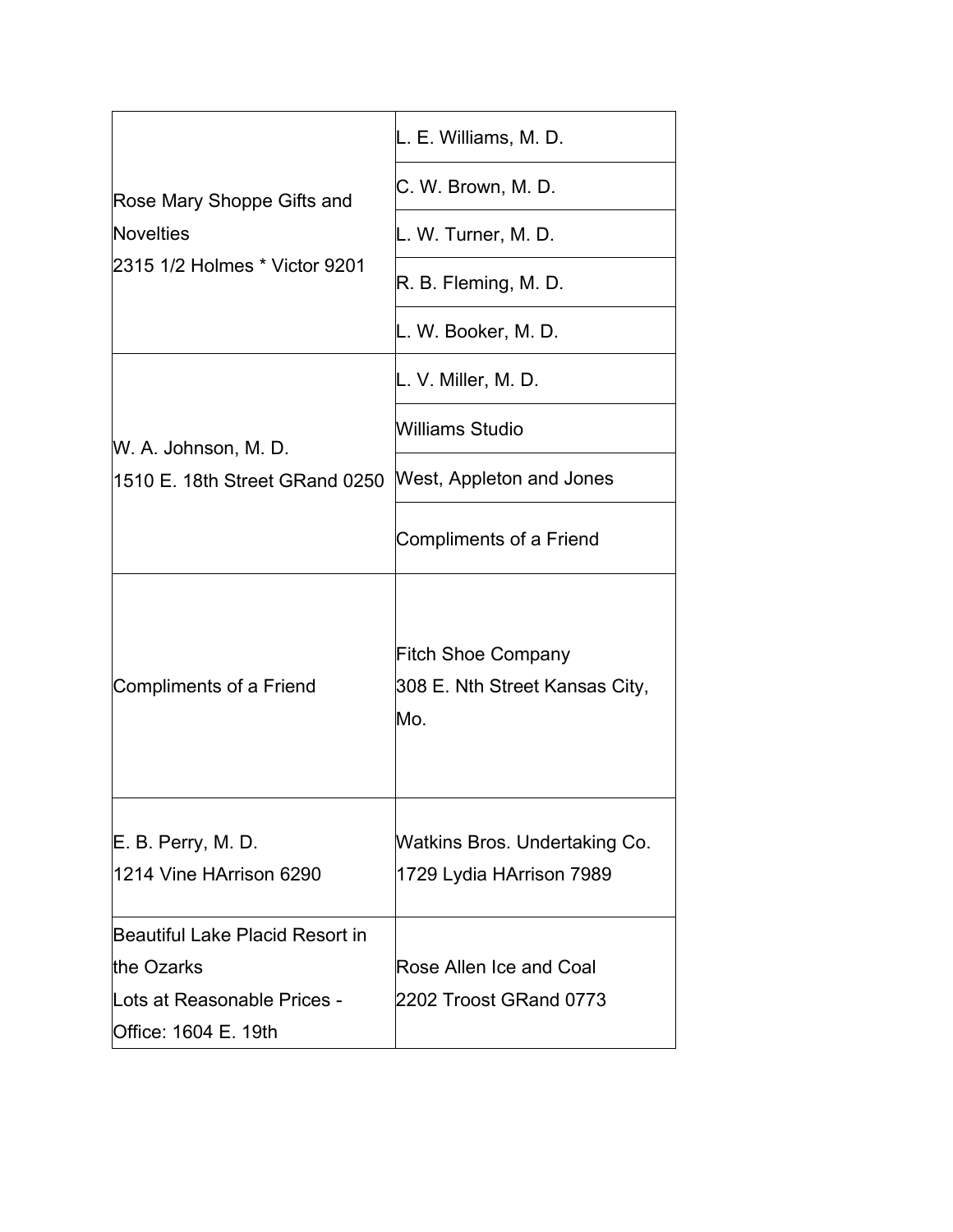| | |
|---|---|
| Rose Mary Shoppe Gifts and Novelties<br>2315 1/2 Holmes * Victor 9201 | L. E. Williams, M. D. |
| | C. W. Brown, M. D. |
| | L. W. Turner, M. D. |
| | R. B. Fleming, M. D. |
| | L. W. Booker, M. D. |
| W. A. Johnson, M. D.<br>1510 E. 18th Street GRand 0250 | L. V. Miller, M. D. |
| | Williams Studio |
| | West, Appleton and Jones |
| | Compliments of a Friend |
| Compliments of a Friend | Fitch Shoe Company<br>308 E. Nth Street Kansas City, Mo. |
| E. B. Perry, M. D.<br>1214 Vine HArrison 6290 | Watkins Bros. Undertaking Co.<br>1729 Lydia HArrison 7989 |
| Beautiful Lake Placid Resort in the Ozarks<br>Lots at Reasonable Prices - Office: 1604 E. 19th | Rose Allen Ice and Coal<br>2202 Troost GRand 0773 |